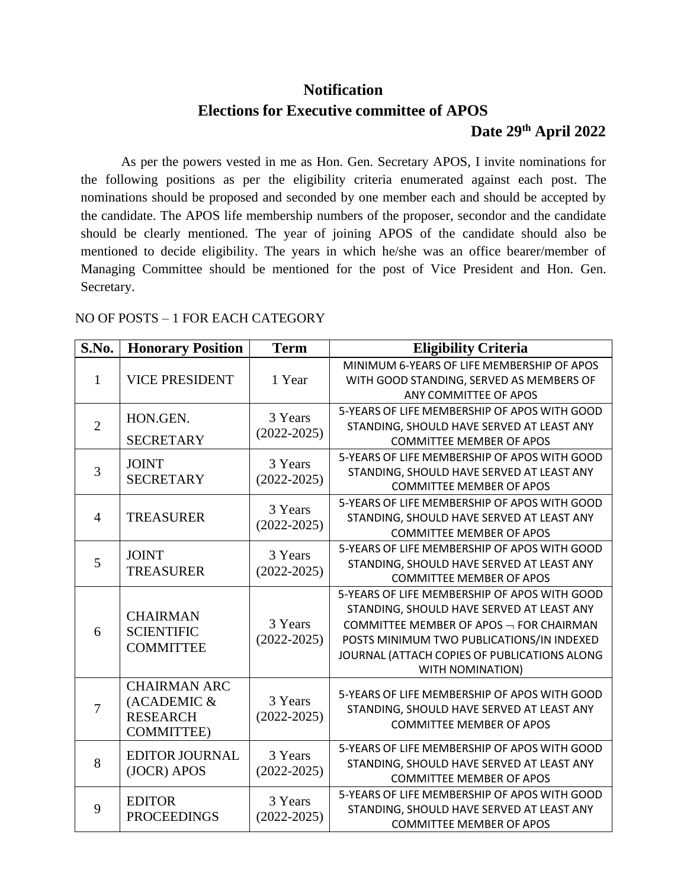# Notification

## Elections for Executive committee of APOS

**Date 29th April 2022**

As per the powers vested in me as Hon. Gen. Secretary APOS, I invite nominations for the following positions as per the eligibility criteria enumerated against each post. The nominations should be proposed and seconded by one member each and should be accepted by the candidate. The APOS life membership numbers of the proposer, secondor and the candidate should be clearly mentioned. The year of joining APOS of the candidate should also be mentioned to decide eligibility. The years in which he/she was an office bearer/member of Managing Committee should be mentioned for the post of Vice President and Hon. Gen. Secretary.

NO OF POSTS – 1 FOR EACH CATEGORY

| S.No. | Honorary Position | Term | Eligibility Criteria |
|---|---|---|---|
| 1 | VICE PRESIDENT | 1 Year | MINIMUM 6-YEARS OF LIFE MEMBERSHIP OF APOS WITH GOOD STANDING, SERVED AS MEMBERS OF ANY COMMITTEE OF APOS |
| 2 | HON.GEN. SECRETARY | 3 Years (2022-2025) | 5-YEARS OF LIFE MEMBERSHIP OF APOS WITH GOOD STANDING, SHOULD HAVE SERVED AT LEAST ANY COMMITTEE MEMBER OF APOS |
| 3 | JOINT SECRETARY | 3 Years (2022-2025) | 5-YEARS OF LIFE MEMBERSHIP OF APOS WITH GOOD STANDING, SHOULD HAVE SERVED AT LEAST ANY COMMITTEE MEMBER OF APOS |
| 4 | TREASURER | 3 Years (2022-2025) | 5-YEARS OF LIFE MEMBERSHIP OF APOS WITH GOOD STANDING, SHOULD HAVE SERVED AT LEAST ANY COMMITTEE MEMBER OF APOS |
| 5 | JOINT TREASURER | 3 Years (2022-2025) | 5-YEARS OF LIFE MEMBERSHIP OF APOS WITH GOOD STANDING, SHOULD HAVE SERVED AT LEAST ANY COMMITTEE MEMBER OF APOS |
| 6 | CHAIRMAN SCIENTIFIC COMMITTEE | 3 Years (2022-2025) | 5-YEARS OF LIFE MEMBERSHIP OF APOS WITH GOOD STANDING, SHOULD HAVE SERVED AT LEAST ANY COMMITTEE MEMBER OF APOS ¬ FOR CHAIRMAN POSTS MINIMUM TWO PUBLICATIONS/IN INDEXED JOURNAL (ATTACH COPIES OF PUBLICATIONS ALONG WITH NOMINATION) |
| 7 | CHAIRMAN ARC (ACADEMIC & RESEARCH COMMITTEE) | 3 Years (2022-2025) | 5-YEARS OF LIFE MEMBERSHIP OF APOS WITH GOOD STANDING, SHOULD HAVE SERVED AT LEAST ANY COMMITTEE MEMBER OF APOS |
| 8 | EDITOR JOURNAL (JOCR) APOS | 3 Years (2022-2025) | 5-YEARS OF LIFE MEMBERSHIP OF APOS WITH GOOD STANDING, SHOULD HAVE SERVED AT LEAST ANY COMMITTEE MEMBER OF APOS |
| 9 | EDITOR PROCEEDINGS | 3 Years (2022-2025) | 5-YEARS OF LIFE MEMBERSHIP OF APOS WITH GOOD STANDING, SHOULD HAVE SERVED AT LEAST ANY COMMITTEE MEMBER OF APOS |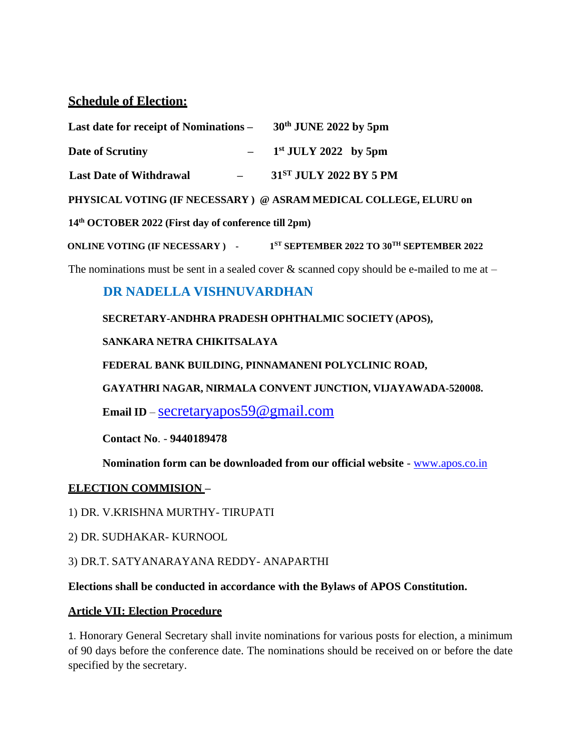## Schedule of Election:

**Last date for receipt of Nominations – 30th JUNE 2022 by 5pm**

**Date of Scrutiny – 1st JULY 2022 by 5pm**

**Last Date of Withdrawal – 31ST JULY 2022 BY 5 PM**

**PHYSICAL VOTING (IF NECESSARY ) @ ASRAM MEDICAL COLLEGE, ELURU on 14th OCTOBER 2022 (First day of conference till 2pm)**

**ONLINE VOTING (IF NECESSARY ) - 1ST SEPTEMBER 2022 TO 30TH SEPTEMBER 2022**

The nominations must be sent in a sealed cover & scanned copy should be e-mailed to me at –

**DR NADELLA VISHNUVARDHAN**

**SECRETARY-ANDHRA PRADESH OPHTHALMIC SOCIETY (APOS),**

**SANKARA NETRA CHIKITSALAYA**

**FEDERAL BANK BUILDING, PINNAMANENI POLYCLINIC ROAD,**

**GAYATHRI NAGAR, NIRMALA CONVENT JUNCTION, VIJAYAWADA-520008.**

**Email ID** – secretaryapos59@gmail.com

**Contact No. - 9440189478**

**Nomination form can be downloaded from our official website** - www.apos.co.in

**ELECTION COMMISION –**

1) DR. V.KRISHNA MURTHY- TIRUPATI

2) DR. SUDHAKAR- KURNOOL

3) DR.T. SATYANARAYANA REDDY- ANAPARTHI

**Elections shall be conducted in accordance with the Bylaws of APOS Constitution.**

**Article VII: Election Procedure**

1. Honorary General Secretary shall invite nominations for various posts for election, a minimum of 90 days before the conference date. The nominations should be received on or before the date specified by the secretary.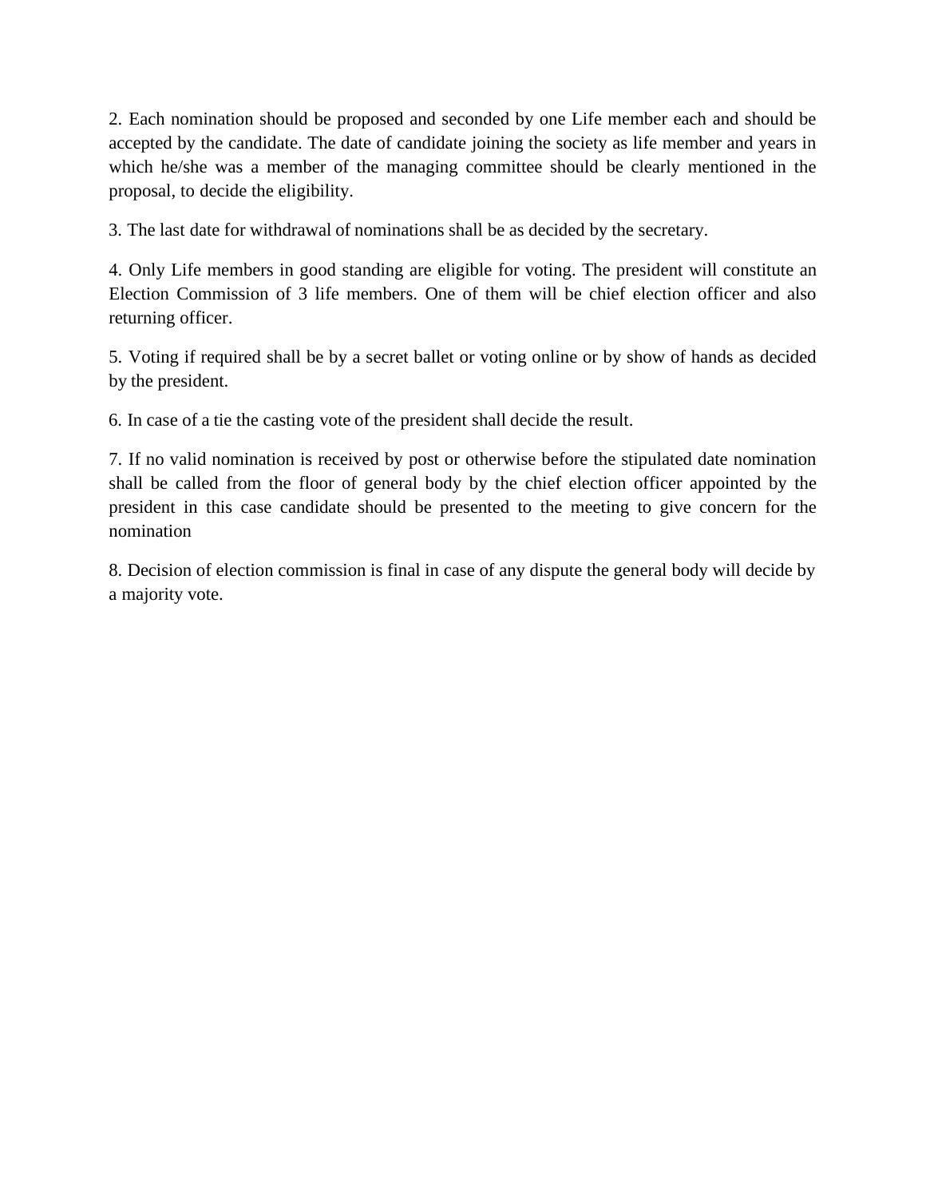2. Each nomination should be proposed and seconded by one Life member each and should be accepted by the candidate. The date of candidate joining the society as life member and years in which he/she was a member of the managing committee should be clearly mentioned in the proposal, to decide the eligibility.

3. The last date for withdrawal of nominations shall be as decided by the secretary.

4. Only Life members in good standing are eligible for voting. The president will constitute an Election Commission of 3 life members. One of them will be chief election officer and also returning officer.

5. Voting if required shall be by a secret ballet or voting online or by show of hands as decided by the president.

6. In case of a tie the casting vote of the president shall decide the result.

7. If no valid nomination is received by post or otherwise before the stipulated date nomination shall be called from the floor of general body by the chief election officer appointed by the president in this case candidate should be presented to the meeting to give concern for the nomination

8. Decision of election commission is final in case of any dispute the general body will decide by a majority vote.